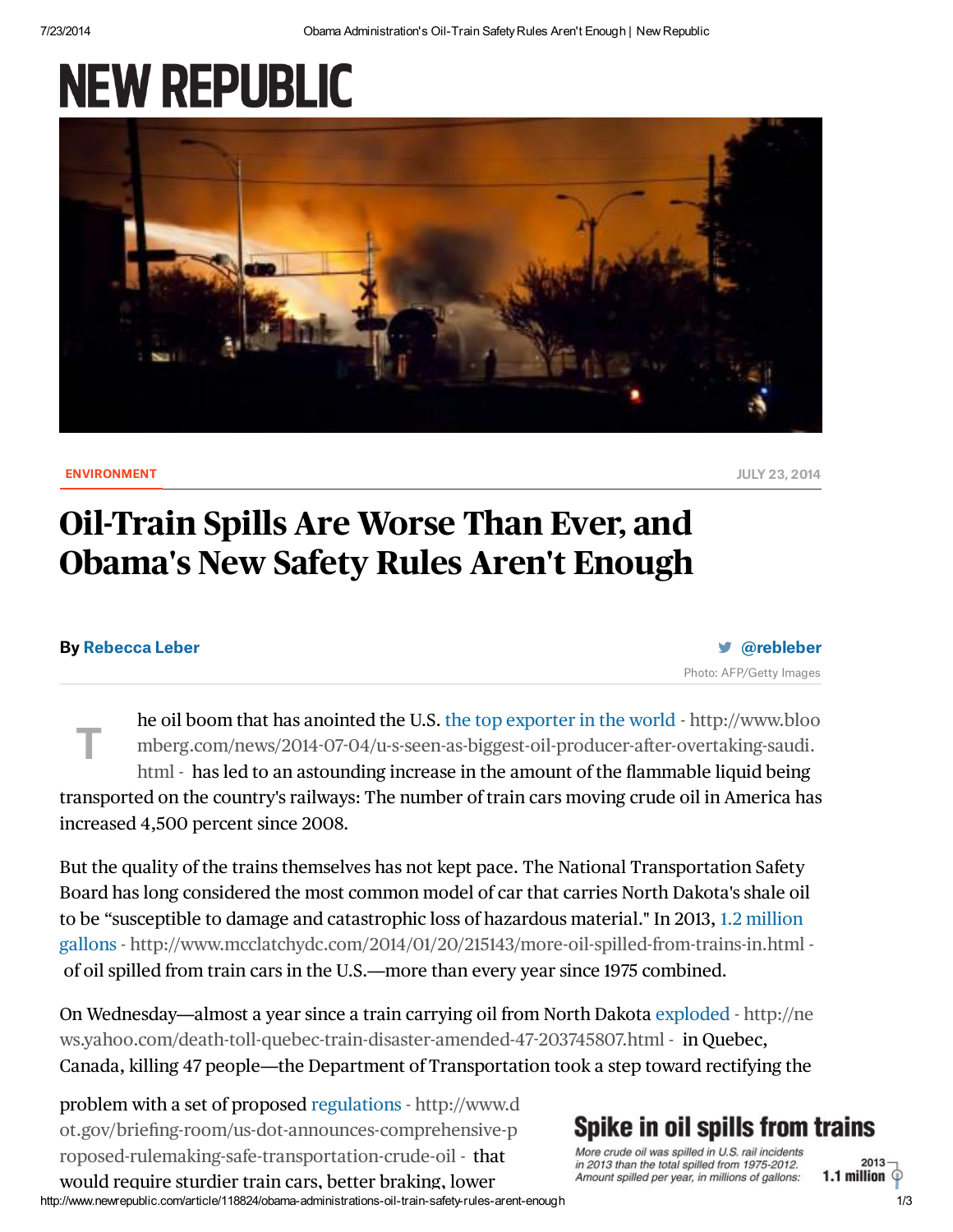# NEW REPUBLIC

Photo: AFP/Getty Images

ENVIRONMENT

JULY 23, 2014

# Oil-Train Spills Are Worse Than Ever, and Obama's New Safety Rules Aren't Enough

By Rebecca Leber

@rebleber

The oil boom that has anointed the U.S. the top exporter in the world - http://www.bloomberg.com/news/2014-07-04/u-s-seen-as-biggest-oil-producer-after-overtaking-saudi.html - has led to an astounding increase in the amount of the flammable liquid being transported on the country's railways: The number of train cars moving crude oil in America has increased 4,500 percent since 2008.

But the quality of the trains themselves has not kept pace. The National Transportation Safety Board has long considered the most common model of car that carries North Dakota's shale oil to be "susceptible to damage and catastrophic loss of hazardous material." In 2013, 1.2 million gallons - http://www.mcclatchydc.com/2014/01/20/215143/more-oil-spilled-from-trains-in.html - of oil spilled from train cars in the U.S.—more than every year since 1975 combined.

On Wednesday—almost a year since a train carrying oil from North Dakota exploded - http://news.yahoo.com/death-toll-quebec-train-disaster-amended-47-203745807.html - in Quebec, Canada, killing 47 people—the Department of Transportation took a step toward rectifying the problem with a set of proposed regulations - http://www.dot.gov/briefing-room/us-dot-announces-comprehensive-proposed-rulemaking-safe-transportation-crude-oil - that would require sturdier train cars, better braking, lower

**Spike in oil spills from trains**

*More crude oil was spilled in U.S. rail incidents in 2013 than the total spilled from 1975-2012. Amount spilled per year, in millions of gallons:*

2013 — 1.1 million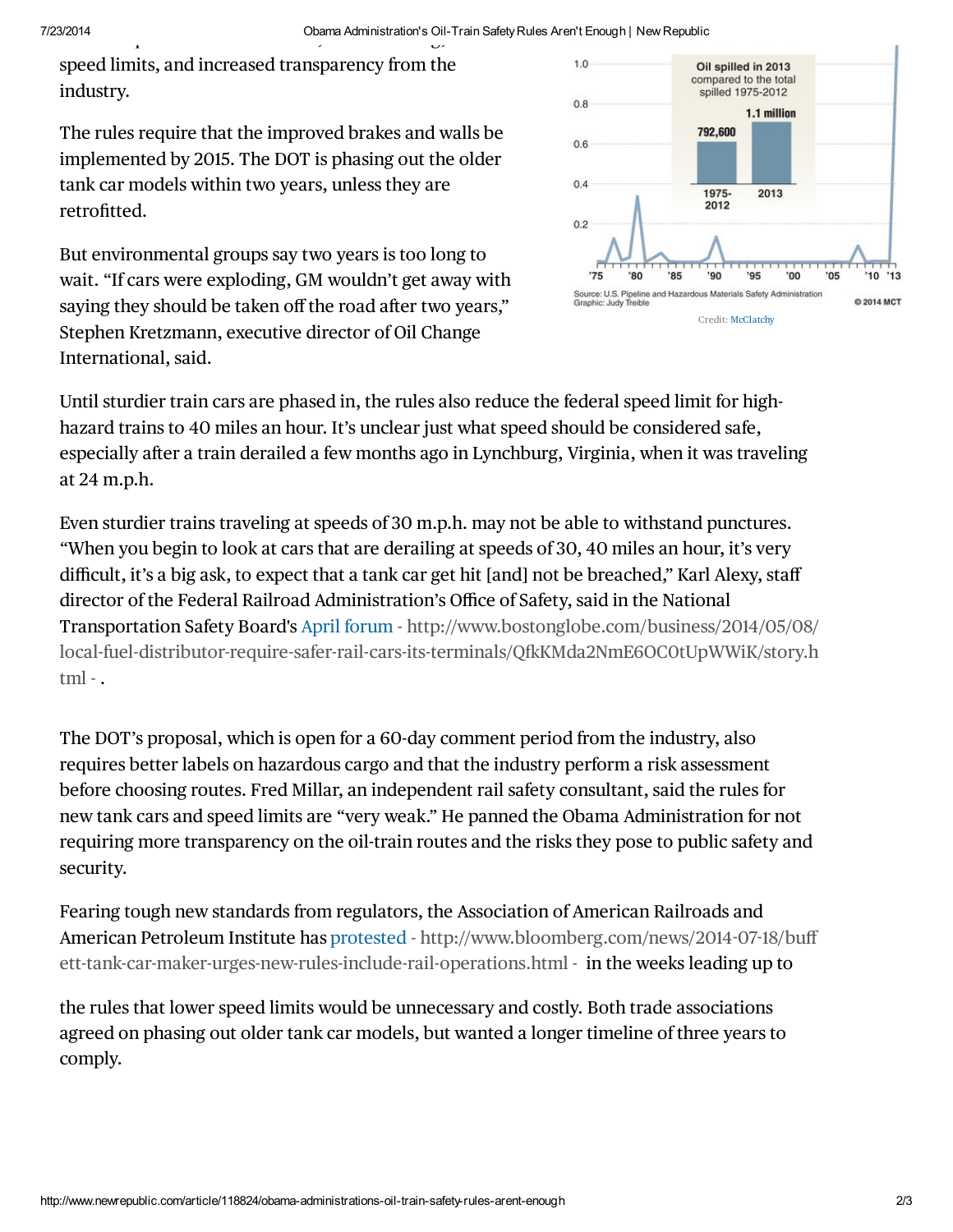speed limits, and increased transparency from the industry.

The rules require that the improved brakes and walls be implemented by 2015. The DOT is phasing out the older tank car models within two years, unless they are retrofitted.

But environmental groups say two years is too long to wait. "If cars were exploding, GM wouldn't get away with saying they should be taken off the road after two years," Stephen Kretzmann, executive director of Oil Change International, said.

Oil spilled in 2013
compared to the total
spilled 1975-2012

792,600
1.1 million
1975-2012
2013

1.0
0.8
0.6
0.4
0.2

'75 '80 '85 '90 '95 '00 '05 '10 '13

Source: U.S. Pipeline and Hazardous Materials Safety Administration
Graphic: Judy Treible
© 2014 MCT

Credit: McClatchy

Until sturdier train cars are phased in, the rules also reduce the federal speed limit for high-hazard trains to 40 miles an hour. It's unclear just what speed should be considered safe, especially after a train derailed a few months ago in Lynchburg, Virginia, when it was traveling at 24 m.p.h.

Even sturdier trains traveling at speeds of 30 m.p.h. may not be able to withstand punctures. "When you begin to look at cars that are derailing at speeds of 30, 40 miles an hour, it's very difficult, it's a big ask, to expect that a tank car get hit [and] not be breached," Karl Alexy, staff director of the Federal Railroad Administration's Office of Safety, said in the National Transportation Safety Board's April forum - http://www.bostonglobe.com/business/2014/05/08/local-fuel-distributor-require-safer-rail-cars-its-terminals/QfkKMda2NmE6OC0tUpWWiK/story.html - .

The DOT's proposal, which is open for a 60-day comment period from the industry, also requires better labels on hazardous cargo and that the industry perform a risk assessment before choosing routes. Fred Millar, an independent rail safety consultant, said the rules for new tank cars and speed limits are "very weak." He panned the Obama Administration for not requiring more transparency on the oil-train routes and the risks they pose to public safety and security.

Fearing tough new standards from regulators, the Association of American Railroads and American Petroleum Institute has protested - http://www.bloomberg.com/news/2014-07-18/buffett-tank-car-maker-urges-new-rules-include-rail-operations.html - in the weeks leading up to the rules that lower speed limits would be unnecessary and costly. Both trade associations agreed on phasing out older tank car models, but wanted a longer timeline of three years to comply.